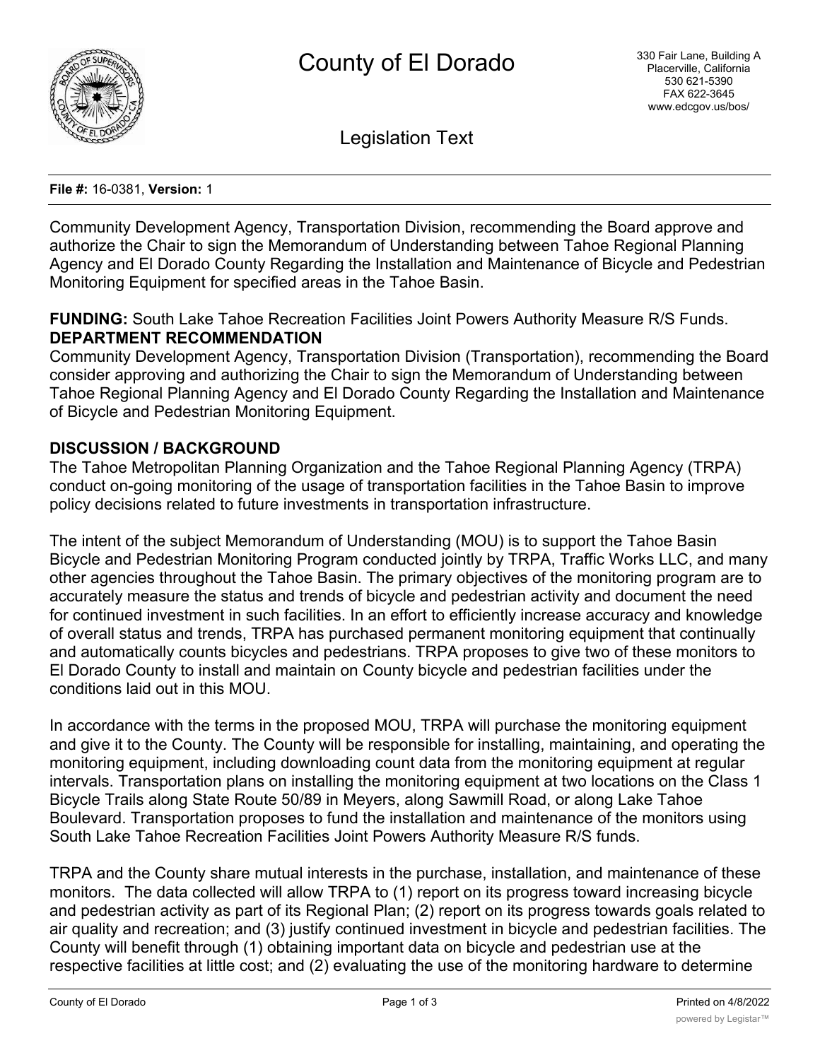# County of El Dorado

330 Fair Lane, Building A
Placerville, California
530 621-5390
FAX 622-3645
www.edcgov.us/bos/

## Legislation Text

**File #:** 16-0381, **Version:** 1

Community Development Agency, Transportation Division, recommending the Board approve and authorize the Chair to sign the Memorandum of Understanding between Tahoe Regional Planning Agency and El Dorado County Regarding the Installation and Maintenance of Bicycle and Pedestrian Monitoring Equipment for specified areas in the Tahoe Basin.

**FUNDING:** South Lake Tahoe Recreation Facilities Joint Powers Authority Measure R/S Funds.

**DEPARTMENT RECOMMENDATION**

Community Development Agency, Transportation Division (Transportation), recommending the Board consider approving and authorizing the Chair to sign the Memorandum of Understanding between Tahoe Regional Planning Agency and El Dorado County Regarding the Installation and Maintenance of Bicycle and Pedestrian Monitoring Equipment.

**DISCUSSION / BACKGROUND**

The Tahoe Metropolitan Planning Organization and the Tahoe Regional Planning Agency (TRPA) conduct on-going monitoring of the usage of transportation facilities in the Tahoe Basin to improve policy decisions related to future investments in transportation infrastructure.

The intent of the subject Memorandum of Understanding (MOU) is to support the Tahoe Basin Bicycle and Pedestrian Monitoring Program conducted jointly by TRPA, Traffic Works LLC, and many other agencies throughout the Tahoe Basin. The primary objectives of the monitoring program are to accurately measure the status and trends of bicycle and pedestrian activity and document the need for continued investment in such facilities. In an effort to efficiently increase accuracy and knowledge of overall status and trends, TRPA has purchased permanent monitoring equipment that continually and automatically counts bicycles and pedestrians. TRPA proposes to give two of these monitors to El Dorado County to install and maintain on County bicycle and pedestrian facilities under the conditions laid out in this MOU.

In accordance with the terms in the proposed MOU, TRPA will purchase the monitoring equipment and give it to the County. The County will be responsible for installing, maintaining, and operating the monitoring equipment, including downloading count data from the monitoring equipment at regular intervals. Transportation plans on installing the monitoring equipment at two locations on the Class 1 Bicycle Trails along State Route 50/89 in Meyers, along Sawmill Road, or along Lake Tahoe Boulevard. Transportation proposes to fund the installation and maintenance of the monitors using South Lake Tahoe Recreation Facilities Joint Powers Authority Measure R/S funds.

TRPA and the County share mutual interests in the purchase, installation, and maintenance of these monitors. The data collected will allow TRPA to (1) report on its progress toward increasing bicycle and pedestrian activity as part of its Regional Plan; (2) report on its progress towards goals related to air quality and recreation; and (3) justify continued investment in bicycle and pedestrian facilities. The County will benefit through (1) obtaining important data on bicycle and pedestrian use at the respective facilities at little cost; and (2) evaluating the use of the monitoring hardware to determine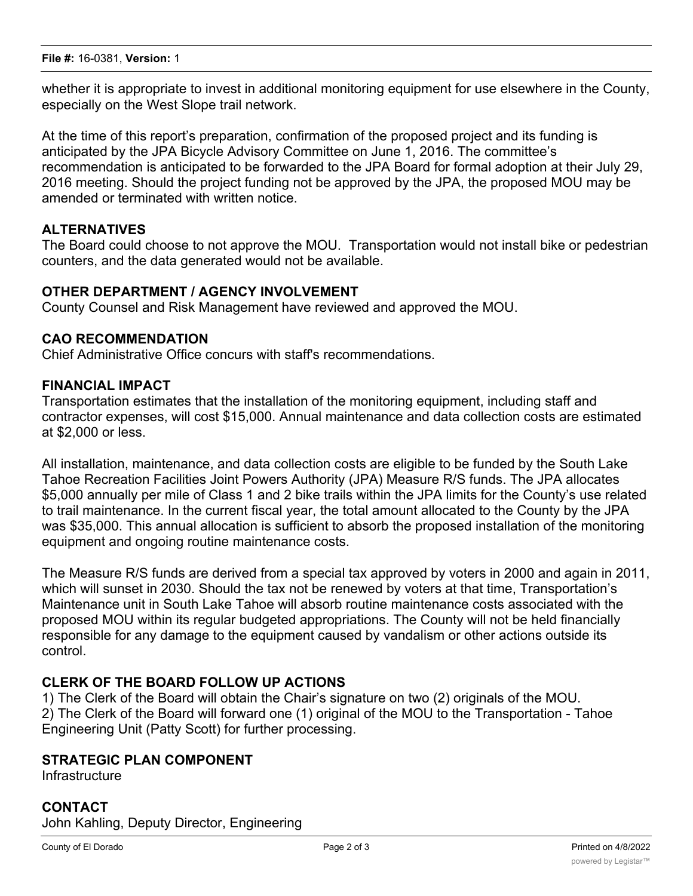whether it is appropriate to invest in additional monitoring equipment for use elsewhere in the County, especially on the West Slope trail network.

At the time of this report's preparation, confirmation of the proposed project and its funding is anticipated by the JPA Bicycle Advisory Committee on June 1, 2016. The committee's recommendation is anticipated to be forwarded to the JPA Board for formal adoption at their July 29, 2016 meeting. Should the project funding not be approved by the JPA, the proposed MOU may be amended or terminated with written notice.

## ALTERNATIVES

The Board could choose to not approve the MOU. Transportation would not install bike or pedestrian counters, and the data generated would not be available.

## OTHER DEPARTMENT / AGENCY INVOLVEMENT

County Counsel and Risk Management have reviewed and approved the MOU.

## CAO RECOMMENDATION

Chief Administrative Office concurs with staff's recommendations.

## FINANCIAL IMPACT

Transportation estimates that the installation of the monitoring equipment, including staff and contractor expenses, will cost $15,000. Annual maintenance and data collection costs are estimated at $2,000 or less.

All installation, maintenance, and data collection costs are eligible to be funded by the South Lake Tahoe Recreation Facilities Joint Powers Authority (JPA) Measure R/S funds. The JPA allocates $5,000 annually per mile of Class 1 and 2 bike trails within the JPA limits for the County's use related to trail maintenance. In the current fiscal year, the total amount allocated to the County by the JPA was $35,000. This annual allocation is sufficient to absorb the proposed installation of the monitoring equipment and ongoing routine maintenance costs.

The Measure R/S funds are derived from a special tax approved by voters in 2000 and again in 2011, which will sunset in 2030. Should the tax not be renewed by voters at that time, Transportation's Maintenance unit in South Lake Tahoe will absorb routine maintenance costs associated with the proposed MOU within its regular budgeted appropriations. The County will not be held financially responsible for any damage to the equipment caused by vandalism or other actions outside its control.

## CLERK OF THE BOARD FOLLOW UP ACTIONS

1) The Clerk of the Board will obtain the Chair's signature on two (2) originals of the MOU.
2) The Clerk of the Board will forward one (1) original of the MOU to the Transportation - Tahoe Engineering Unit (Patty Scott) for further processing.

## STRATEGIC PLAN COMPONENT

Infrastructure

## CONTACT

John Kahling, Deputy Director, Engineering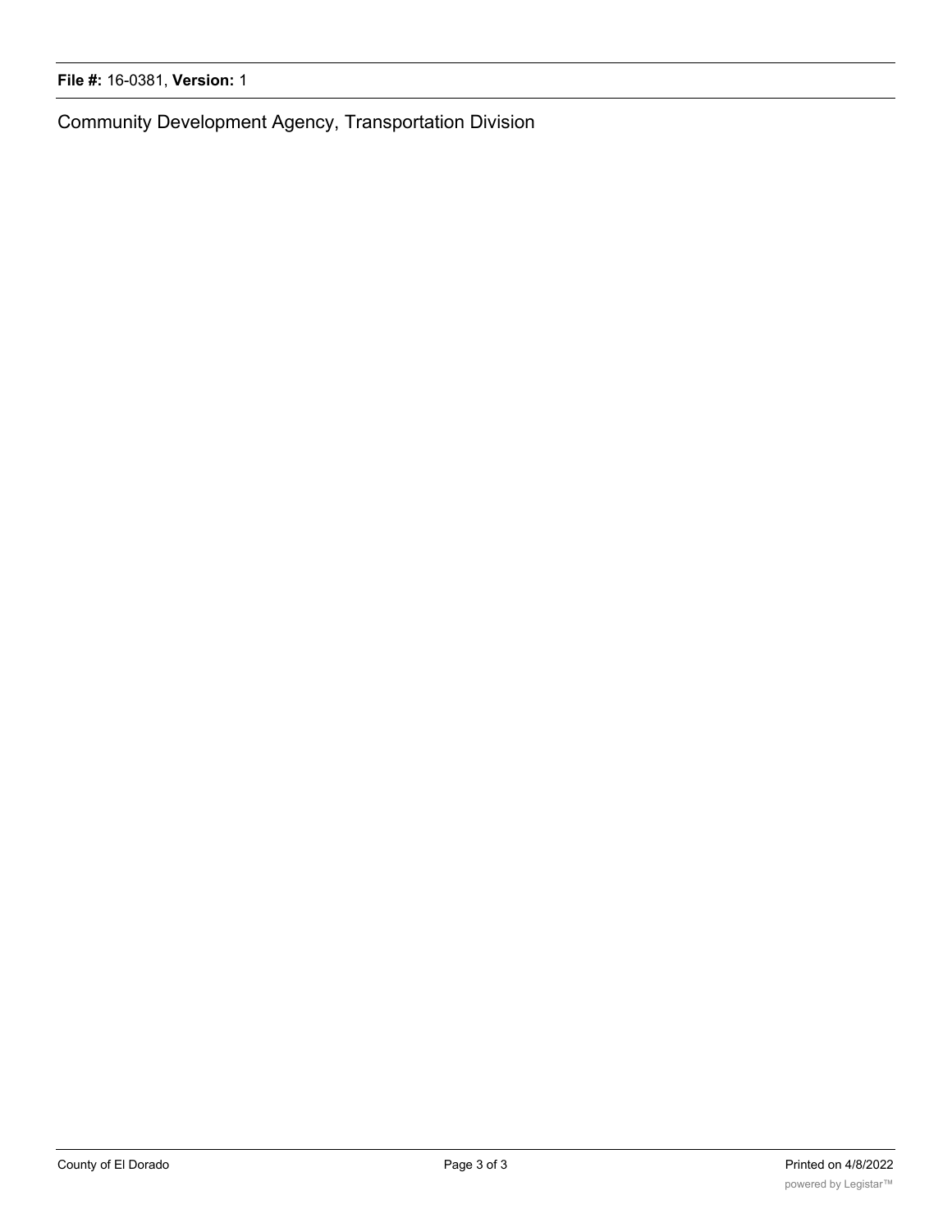Community Development Agency, Transportation Division